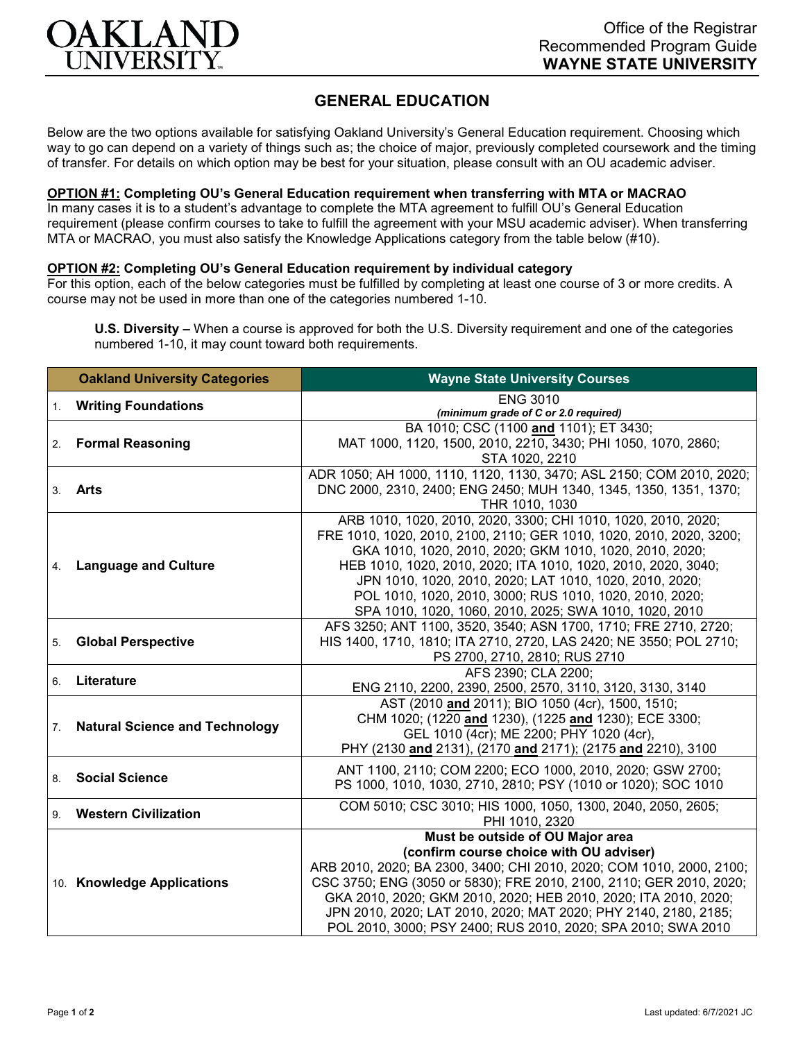OAKLAND UNIVERSITY

Office of the Registrar
Recommended Program Guide
**WAYNE STATE UNIVERSITY**

# GENERAL EDUCATION

Below are the two options available for satisfying Oakland University's General Education requirement. Choosing which way to go can depend on a variety of things such as; the choice of major, previously completed coursework and the timing of transfer. For details on which option may be best for your situation, please consult with an OU academic adviser.

**OPTION #1: Completing OU's General Education requirement when transferring with MTA or MACRAO**
In many cases it is to a student's advantage to complete the MTA agreement to fulfill OU's General Education requirement (please confirm courses to take to fulfill the agreement with your MSU academic adviser). When transferring MTA or MACRAO, you must also satisfy the Knowledge Applications category from the table below (#10).

**OPTION #2: Completing OU's General Education requirement by individual category**
For this option, each of the below categories must be fulfilled by completing at least one course of 3 or more credits. A course may not be used in more than one of the categories numbered 1-10.

**U.S. Diversity –** When a course is approved for both the U.S. Diversity requirement and one of the categories numbered 1-10, it may count toward both requirements.

| Oakland University Categories | Wayne State University Courses |
|---|---|
| 1. **Writing Foundations** | ENG 3010 ***(minimum grade of C or 2.0 required)*** |
| 2. **Formal Reasoning** | BA 1010; CSC (1100 **and** 1101); ET 3430; MAT 1000, 1120, 1500, 2010, 2210, 3430; PHI 1050, 1070, 2860; STA 1020, 2210 |
| 3. **Arts** | ADR 1050; AH 1000, 1110, 1120, 1130, 3470; ASL 2150; COM 2010, 2020; DNC 2000, 2310, 2400; ENG 2450; MUH 1340, 1345, 1350, 1351, 1370; THR 1010, 1030 |
| 4. **Language and Culture** | ARB 1010, 1020, 2010, 2020, 3300; CHI 1010, 1020, 2010, 2020; FRE 1010, 1020, 2010, 2100, 2110; GER 1010, 1020, 2010, 2020, 3200; GKA 1010, 1020, 2010, 2020; GKM 1010, 1020, 2010, 2020; HEB 1010, 1020, 2010, 2020; ITA 1010, 1020, 2010, 2020, 3040; JPN 1010, 1020, 2010, 2020; LAT 1010, 1020, 2010, 2020; POL 1010, 1020, 2010, 3000; RUS 1010, 1020, 2010, 2020; SPA 1010, 1020, 1060, 2010, 2025; SWA 1010, 1020, 2010 |
| 5. **Global Perspective** | AFS 3250; ANT 1100, 3520, 3540; ASN 1700, 1710; FRE 2710, 2720; HIS 1400, 1710, 1810; ITA 2710, 2720, LAS 2420; NE 3550; POL 2710; PS 2700, 2710, 2810; RUS 2710 |
| 6. **Literature** | AFS 2390; CLA 2200; ENG 2110, 2200, 2390, 2500, 2570, 3110, 3120, 3130, 3140 |
| 7. **Natural Science and Technology** | AST (2010 **and** 2011); BIO 1050 (4cr), 1500, 1510; CHM 1020; (1220 **and** 1230), (1225 **and** 1230); ECE 3300; GEL 1010 (4cr); ME 2200; PHY 1020 (4cr), PHY (2130 **and** 2131), (2170 **and** 2171); (2175 **and** 2210), 3100 |
| 8. **Social Science** | ANT 1100, 2110; COM 2200; ECO 1000, 2010, 2020; GSW 2700; PS 1000, 1010, 1030, 2710, 2810; PSY (1010 or 1020); SOC 1010 |
| 9. **Western Civilization** | COM 5010; CSC 3010; HIS 1000, 1050, 1300, 2040, 2050, 2605; PHI 1010, 2320 |
| 10. **Knowledge Applications** | **Must be outside of OU Major area (confirm course choice with OU adviser)** ARB 2010, 2020; BA 2300, 3400; CHI 2010, 2020; COM 1010, 2000, 2100; CSC 3750; ENG (3050 or 5830); FRE 2010, 2100, 2110; GER 2010, 2020; GKA 2010, 2020; GKM 2010, 2020; HEB 2010, 2020; ITA 2010, 2020; JPN 2010, 2020; LAT 2010, 2020; MAT 2020; PHY 2140, 2180, 2185; POL 2010, 3000; PSY 2400; RUS 2010, 2020; SPA 2010; SWA 2010 |

Last updated: 6/7/2021 JC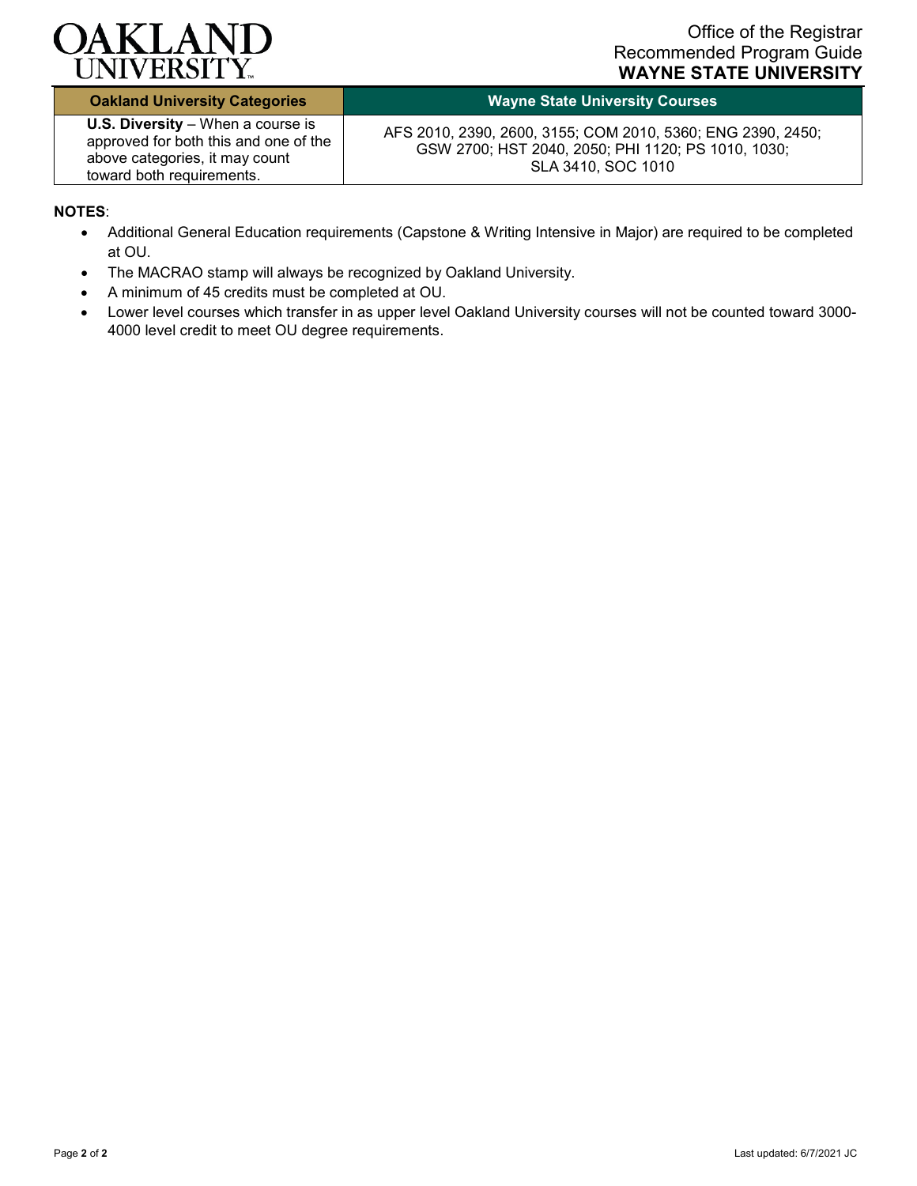| Oakland University Categories | Wayne State University Courses |
|---|---|
| **U.S. Diversity** – When a course is approved for both this and one of the above categories, it may count toward both requirements. | AFS 2010, 2390, 2600, 3155; COM 2010, 5360; ENG 2390, 2450; GSW 2700; HST 2040, 2050; PHI 1120; PS 1010, 1030; SLA 3410, SOC 1010 |

**NOTES**:

- Additional General Education requirements (Capstone & Writing Intensive in Major) are required to be completed at OU.
- The MACRAO stamp will always be recognized by Oakland University.
- A minimum of 45 credits must be completed at OU.
- Lower level courses which transfer in as upper level Oakland University courses will not be counted toward 3000-4000 level credit to meet OU degree requirements.

Last updated: 6/7/2021 JC